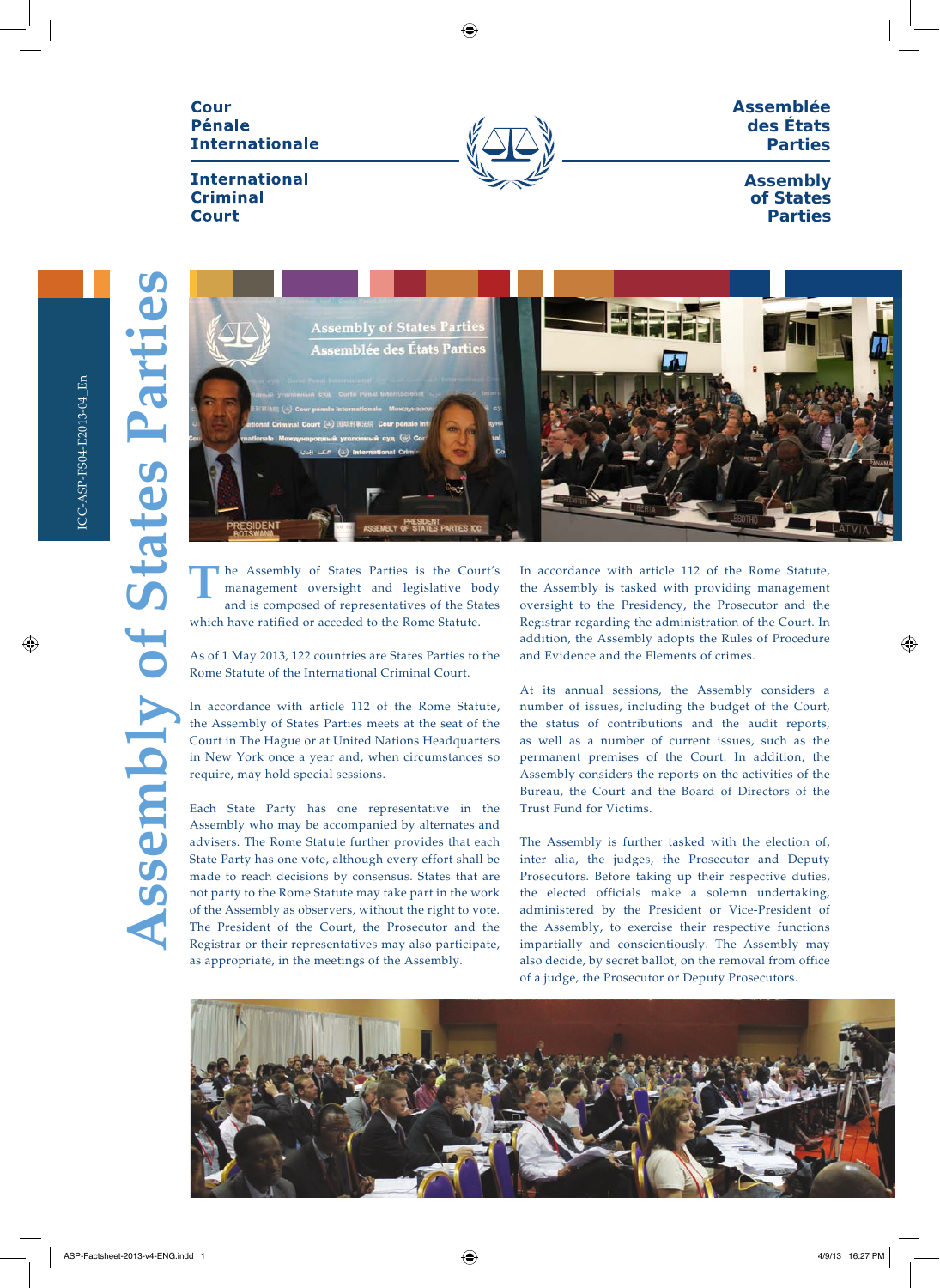Cour Pénale Internationale

International Criminal Court

Assemblée des États Parties

Assembly of States Parties

# Assembly of States Parties

ICC-ASP-FS04-E2013-04_En

The Assembly of States Parties is the Court's management oversight and legislative body and is composed of representatives of the States which have ratified or acceded to the Rome Statute.

As of 1 May 2013, 122 countries are States Parties to the Rome Statute of the International Criminal Court.

In accordance with article 112 of the Rome Statute, the Assembly of States Parties meets at the seat of the Court in The Hague or at United Nations Headquarters in New York once a year and, when circumstances so require, may hold special sessions.

Each State Party has one representative in the Assembly who may be accompanied by alternates and advisers. The Rome Statute further provides that each State Party has one vote, although every effort shall be made to reach decisions by consensus. States that are not party to the Rome Statute may take part in the work of the Assembly as observers, without the right to vote. The President of the Court, the Prosecutor and the Registrar or their representatives may also participate, as appropriate, in the meetings of the Assembly.

In accordance with article 112 of the Rome Statute, the Assembly is tasked with providing management oversight to the Presidency, the Prosecutor and the Registrar regarding the administration of the Court. In addition, the Assembly adopts the Rules of Procedure and Evidence and the Elements of crimes.

At its annual sessions, the Assembly considers a number of issues, including the budget of the Court, the status of contributions and the audit reports, as well as a number of current issues, such as the permanent premises of the Court. In addition, the Assembly considers the reports on the activities of the Bureau, the Court and the Board of Directors of the Trust Fund for Victims.

The Assembly is further tasked with the election of, inter alia, the judges, the Prosecutor and Deputy Prosecutors. Before taking up their respective duties, the elected officials make a solemn undertaking, administered by the President or Vice-President of the Assembly, to exercise their respective functions impartially and conscientiously. The Assembly may also decide, by secret ballot, on the removal from office of a judge, the Prosecutor or Deputy Prosecutors.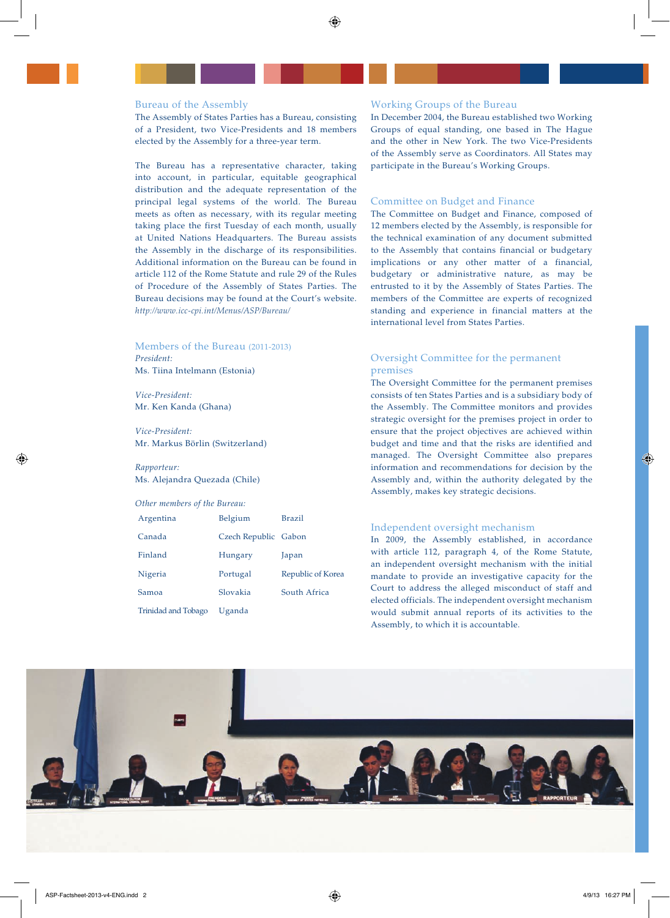## Bureau of the Assembly

The Assembly of States Parties has a Bureau, consisting of a President, two Vice-Presidents and 18 members elected by the Assembly for a three-year term.

The Bureau has a representative character, taking into account, in particular, equitable geographical distribution and the adequate representation of the principal legal systems of the world. The Bureau meets as often as necessary, with its regular meeting taking place the first Tuesday of each month, usually at United Nations Headquarters. The Bureau assists the Assembly in the discharge of its responsibilities. Additional information on the Bureau can be found in article 112 of the Rome Statute and rule 29 of the Rules of Procedure of the Assembly of States Parties. The Bureau decisions may be found at the Court's website. *http://www.icc-cpi.int/Menus/ASP/Bureau/*

## Members of the Bureau (2011-2013)

*President:*
Ms. Tiina Intelmann (Estonia)

*Vice-President:*
Mr. Ken Kanda (Ghana)

*Vice-President:*
Mr. Markus Börlin (Switzerland)

*Rapporteur:*
Ms. Alejandra Quezada (Chile)

*Other members of the Bureau:*

| | | |
|---|---|---|
| Argentina | Belgium | Brazil |
| Canada | Czech Republic | Gabon |
| Finland | Hungary | Japan |
| Nigeria | Portugal | Republic of Korea |
| Samoa | Slovakia | South Africa |
| Trinidad and Tobago | Uganda | |

## Working Groups of the Bureau

In December 2004, the Bureau established two Working Groups of equal standing, one based in The Hague and the other in New York. The two Vice-Presidents of the Assembly serve as Coordinators. All States may participate in the Bureau's Working Groups.

## Committee on Budget and Finance

The Committee on Budget and Finance, composed of 12 members elected by the Assembly, is responsible for the technical examination of any document submitted to the Assembly that contains financial or budgetary implications or any other matter of a financial, budgetary or administrative nature, as may be entrusted to it by the Assembly of States Parties. The members of the Committee are experts of recognized standing and experience in financial matters at the international level from States Parties.

## Oversight Committee for the permanent premises

The Oversight Committee for the permanent premises consists of ten States Parties and is a subsidiary body of the Assembly. The Committee monitors and provides strategic oversight for the premises project in order to ensure that the project objectives are achieved within budget and time and that the risks are identified and managed. The Oversight Committee also prepares information and recommendations for decision by the Assembly and, within the authority delegated by the Assembly, makes key strategic decisions.

## Independent oversight mechanism

In 2009, the Assembly established, in accordance with article 112, paragraph 4, of the Rome Statute, an independent oversight mechanism with the initial mandate to provide an investigative capacity for the Court to address the alleged misconduct of staff and elected officials. The independent oversight mechanism would submit annual reports of its activities to the Assembly, to which it is accountable.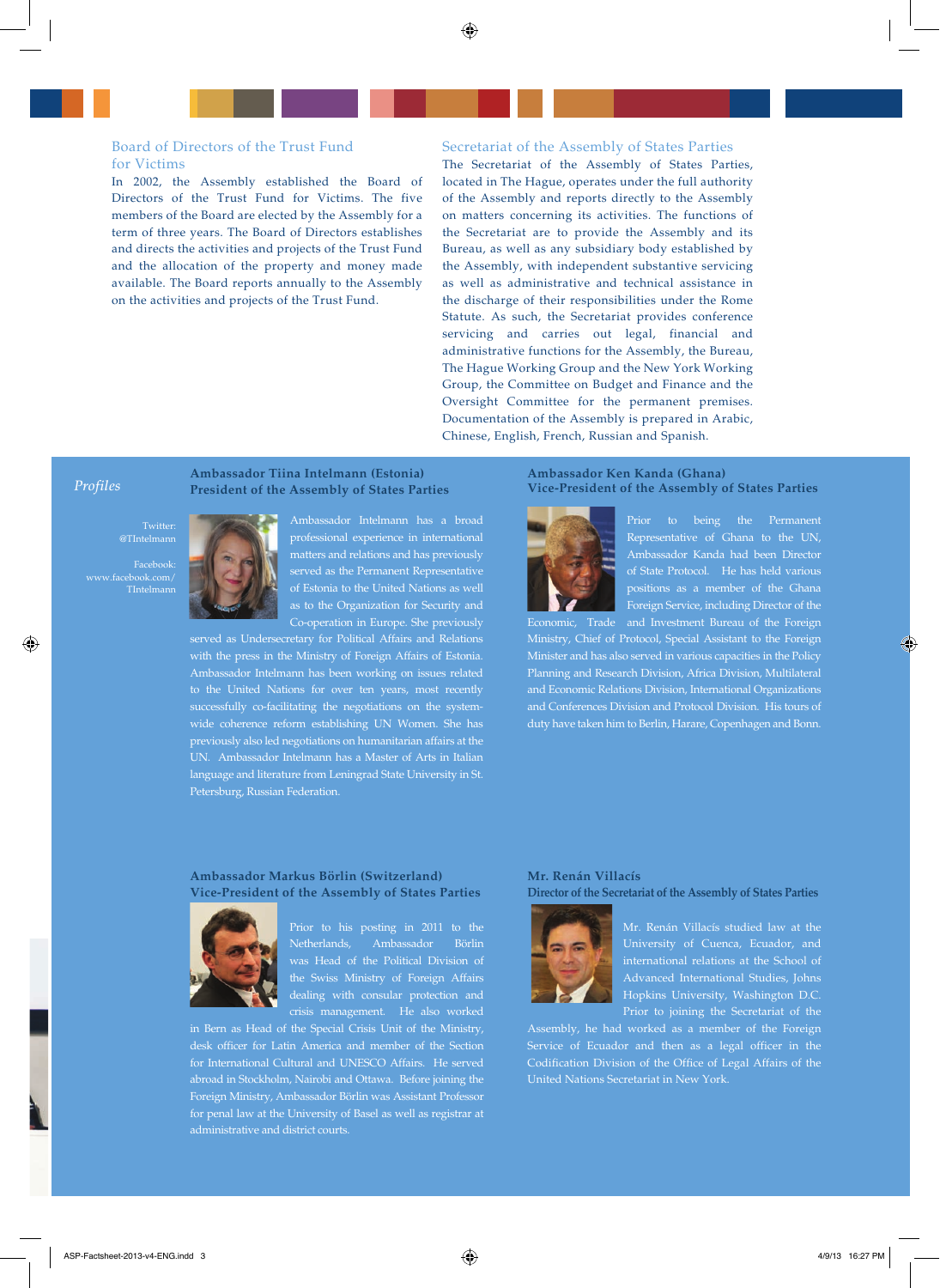## Board of Directors of the Trust Fund for Victims

In 2002, the Assembly established the Board of Directors of the Trust Fund for Victims. The five members of the Board are elected by the Assembly for a term of three years. The Board of Directors establishes and directs the activities and projects of the Trust Fund and the allocation of the property and money made available. The Board reports annually to the Assembly on the activities and projects of the Trust Fund.

## Secretariat of the Assembly of States Parties

The Secretariat of the Assembly of States Parties, located in The Hague, operates under the full authority of the Assembly and reports directly to the Assembly on matters concerning its activities. The functions of the Secretariat are to provide the Assembly and its Bureau, as well as any subsidiary body established by the Assembly, with independent substantive servicing as well as administrative and technical assistance in the discharge of their responsibilities under the Rome Statute. As such, the Secretariat provides conference servicing and carries out legal, financial and administrative functions for the Assembly, the Bureau, The Hague Working Group and the New York Working Group, the Committee on Budget and Finance and the Oversight Committee for the permanent premises. Documentation of the Assembly is prepared in Arabic, Chinese, English, French, Russian and Spanish.

## *Profiles*

### Ambassador Tiina Intelmann (Estonia)
**President of the Assembly of States Parties**

Twitter: @TIntelmann

Facebook: www.facebook.com/TIntelmann

Ambassador Intelmann has a broad professional experience in international matters and relations and has previously served as the Permanent Representative of Estonia to the United Nations as well as to the Organization for Security and Co-operation in Europe. She previously served as Undersecretary for Political Affairs and Relations with the press in the Ministry of Foreign Affairs of Estonia. Ambassador Intelmann has been working on issues related to the United Nations for over ten years, most recently successfully co-facilitating the negotiations on the system-wide coherence reform establishing UN Women. She has previously also led negotiations on humanitarian affairs at the UN. Ambassador Intelmann has a Master of Arts in Italian language and literature from Leningrad State University in St. Petersburg, Russian Federation.

### Ambassador Ken Kanda (Ghana)
**Vice-President of the Assembly of States Parties**

Prior to being the Permanent Representative of Ghana to the UN, Ambassador Kanda had been Director of State Protocol. He has held various positions as a member of the Ghana Foreign Service, including Director of the Economic, Trade and Investment Bureau of the Foreign Ministry, Chief of Protocol, Special Assistant to the Foreign Minister and has also served in various capacities in the Policy Planning and Research Division, Africa Division, Multilateral and Economic Relations Division, International Organizations and Conferences Division and Protocol Division. His tours of duty have taken him to Berlin, Harare, Copenhagen and Bonn.

### Ambassador Markus Börlin (Switzerland)
**Vice-President of the Assembly of States Parties**

Prior to his posting in 2011 to the Netherlands, Ambassador Börlin was Head of the Political Division of the Swiss Ministry of Foreign Affairs dealing with consular protection and crisis management. He also worked in Bern as Head of the Special Crisis Unit of the Ministry, desk officer for Latin America and member of the Section for International Cultural and UNESCO Affairs. He served abroad in Stockholm, Nairobi and Ottawa. Before joining the Foreign Ministry, Ambassador Börlin was Assistant Professor for penal law at the University of Basel as well as registrar at administrative and district courts.

### Mr. Renán Villacís
**Director of the Secretariat of the Assembly of States Parties**

Mr. Renán Villacís studied law at the University of Cuenca, Ecuador, and international relations at the School of Advanced International Studies, Johns Hopkins University, Washington D.C. Prior to joining the Secretariat of the Assembly, he had worked as a member of the Foreign Service of Ecuador and then as a legal officer in the Codification Division of the Office of Legal Affairs of the United Nations Secretariat in New York.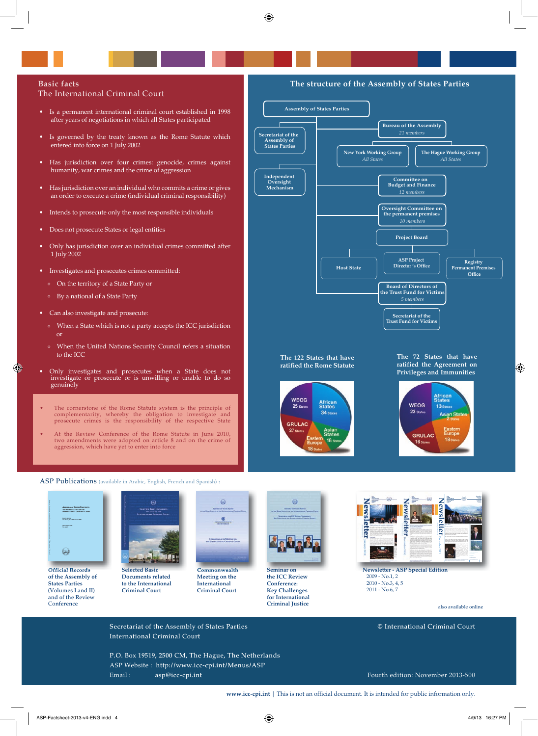## Basic facts
## The International Criminal Court

- Is a permanent international criminal court established in 1998 after years of negotiations in which all States participated
- Is governed by the treaty known as the Rome Statute which entered into force on 1 July 2002
- Has jurisdiction over four crimes: genocide, crimes against humanity, war crimes and the crime of aggression
- Has jurisdiction over an individual who commits a crime or gives an order to execute a crime (individual criminal responsibility)
- Intends to prosecute only the most responsible individuals
- Does not prosecute States or legal entities
- Only has jurisdiction over an individual crimes committed after 1 July 2002
- Investigates and prosecutes crimes committed:
  - On the territory of a State Party or
  - By a national of a State Party
- Can also investigate and prosecute:
  - When a State which is not a party accepts the ICC jurisdiction or
  - When the United Nations Security Council refers a situation to the ICC
- Only investigates and prosecutes when a State does not investigate or prosecute or is unwilling or unable to do so genuinely

- The cornerstone of the Rome Statute system is the principle of complementarity, whereby the obligation to investigate and prosecute crimes is the responsibility of the respective State
- At the Review Conference of the Rome Statute in June 2010, two amendments were adopted on article 8 and on the crime of aggression, which have yet to enter into force

## The structure of the Assembly of States Parties

Assembly of States Parties

Secretariat of the Assembly of States Parties

Bureau of the Assembly
*21 members*

New York Working Group
*All States*

The Hague Working Group
*All States*

Independent Oversight Mechanism

Committee on Budget and Finance
*12 members*

Oversight Committee on the permanent premises
*10 members*

Project Board

Host State

ASP Project Director 's Office

Registry Permanent Premises Office

Board of Directors of the Trust Fund for Victims
*5 members*

Secretariat of the Trust Fund for Victims

### The 122 States that have ratified the Rome Statute

WEOG 25 States
African States 34 States
GRULAC 27 States
Asian States 18 States
Eastern Europe 18 States

### The 72 States that have ratified the Agreement on Privileges and Immunities

African States 13 States
WEOG 23 States
Asian States 2 States
Eastern Europe 18 States
GRULAC 16 States

## ASP Publications (available in Arabic, English, French and Spanish) :

- **Official Records of the Assembly of States Parties (Volumes I and II) and of the Review Conference**
- **Selected Basic Documents related to the International Criminal Court**
- **Commonwealth Meeting on the International Criminal Court**
- **Seminar on the ICC Review Conference: Key Challenges for International Criminal Justice**
- **Newsletter - ASP Special Edition**
  2009 - No.1, 2
  2010 - No.3, 4, 5
  2011 - No.6, 7

also available online

Secretariat of the Assembly of States Parties
International Criminal Court

P.O. Box 19519, 2500 CM, The Hague, The Netherlands
ASP Website : http://www.icc-cpi.int/Menus/ASP
Email : asp@icc-cpi.int

© International Criminal Court

Fourth edition: November 2013-500

**www.icc-cpi.int** | This is not an official document. It is intended for public information only.